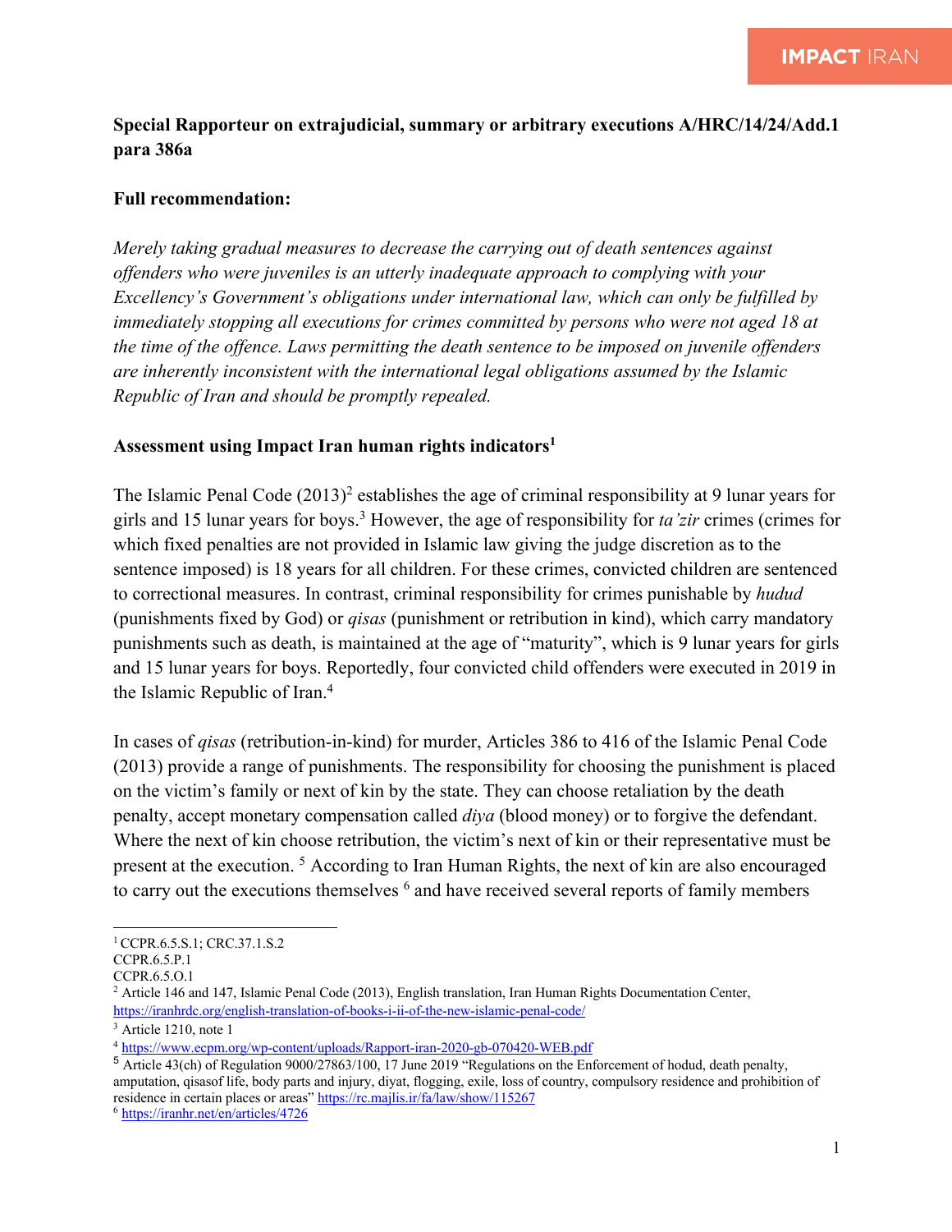**Special Rapporteur on extrajudicial, summary or arbitrary executions A/HRC/14/24/Add.1 para 386a**

**Full recommendation:**

*Merely taking gradual measures to decrease the carrying out of death sentences against offenders who were juveniles is an utterly inadequate approach to complying with your Excellency's Government's obligations under international law, which can only be fulfilled by immediately stopping all executions for crimes committed by persons who were not aged 18 at the time of the offence. Laws permitting the death sentence to be imposed on juvenile offenders are inherently inconsistent with the international legal obligations assumed by the Islamic Republic of Iran and should be promptly repealed.*

**Assessment using Impact Iran human rights indicators**[1]

The Islamic Penal Code (2013)[2] establishes the age of criminal responsibility at 9 lunar years for girls and 15 lunar years for boys.[3] However, the age of responsibility for *ta'zir* crimes (crimes for which fixed penalties are not provided in Islamic law giving the judge discretion as to the sentence imposed) is 18 years for all children. For these crimes, convicted children are sentenced to correctional measures. In contrast, criminal responsibility for crimes punishable by *hudud* (punishments fixed by God) or *qisas* (punishment or retribution in kind), which carry mandatory punishments such as death, is maintained at the age of "maturity", which is 9 lunar years for girls and 15 lunar years for boys. Reportedly, four convicted child offenders were executed in 2019 in the Islamic Republic of Iran.[4]

In cases of *qisas* (retribution-in-kind) for murder, Articles 386 to 416 of the Islamic Penal Code (2013) provide a range of punishments. The responsibility for choosing the punishment is placed on the victim's family or next of kin by the state. They can choose retaliation by the death penalty, accept monetary compensation called *diya* (blood money) or to forgive the defendant. Where the next of kin choose retribution, the victim's next of kin or their representative must be present at the execution. [5] According to Iran Human Rights, the next of kin are also encouraged to carry out the executions themselves [6] and have received several reports of family members

---

[1] CCPR.6.5.S.1; CRC.37.1.S.2
CCPR.6.5.P.1
CCPR.6.5.O.1

[2] Article 146 and 147, Islamic Penal Code (2013), English translation, Iran Human Rights Documentation Center, https://iranhrdc.org/english-translation-of-books-i-ii-of-the-new-islamic-penal-code/

[3] Article 1210, note 1

[4] https://www.ecpm.org/wp-content/uploads/Rapport-iran-2020-gb-070420-WEB.pdf

[5] Article 43(ch) of Regulation 9000/27863/100, 17 June 2019 "Regulations on the Enforcement of hodud, death penalty, amputation, qisasof life, body parts and injury, diyat, flogging, exile, loss of country, compulsory residence and prohibition of residence in certain places or areas" https://rc.majlis.ir/fa/law/show/115267

[6] https://iranhr.net/en/articles/4726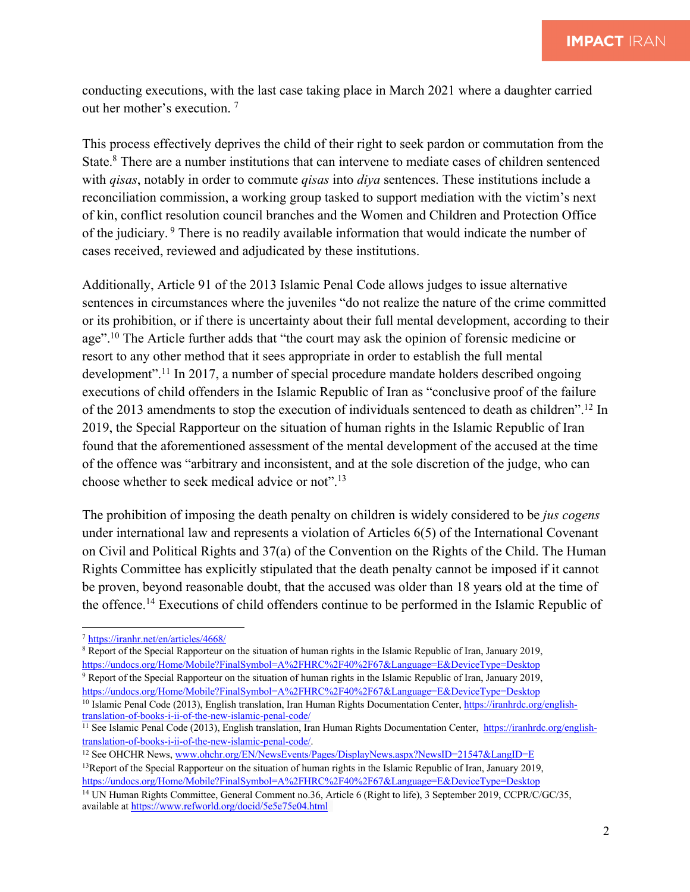conducting executions, with the last case taking place in March 2021 where a daughter carried out her mother's execution. [7]

This process effectively deprives the child of their right to seek pardon or commutation from the State.[8] There are a number institutions that can intervene to mediate cases of children sentenced with *qisas*, notably in order to commute *qisas* into *diya* sentences. These institutions include a reconciliation commission, a working group tasked to support mediation with the victim's next of kin, conflict resolution council branches and the Women and Children and Protection Office of the judiciary. [9] There is no readily available information that would indicate the number of cases received, reviewed and adjudicated by these institutions.

Additionally, Article 91 of the 2013 Islamic Penal Code allows judges to issue alternative sentences in circumstances where the juveniles "do not realize the nature of the crime committed or its prohibition, or if there is uncertainty about their full mental development, according to their age".[10] The Article further adds that "the court may ask the opinion of forensic medicine or resort to any other method that it sees appropriate in order to establish the full mental development".[11] In 2017, a number of special procedure mandate holders described ongoing executions of child offenders in the Islamic Republic of Iran as "conclusive proof of the failure of the 2013 amendments to stop the execution of individuals sentenced to death as children".[12] In 2019, the Special Rapporteur on the situation of human rights in the Islamic Republic of Iran found that the aforementioned assessment of the mental development of the accused at the time of the offence was "arbitrary and inconsistent, and at the sole discretion of the judge, who can choose whether to seek medical advice or not".[13]

The prohibition of imposing the death penalty on children is widely considered to be *jus cogens* under international law and represents a violation of Articles 6(5) of the International Covenant on Civil and Political Rights and 37(a) of the Convention on the Rights of the Child. The Human Rights Committee has explicitly stipulated that the death penalty cannot be imposed if it cannot be proven, beyond reasonable doubt, that the accused was older than 18 years old at the time of the offence.[14] Executions of child offenders continue to be performed in the Islamic Republic of

---

[7] https://iranhr.net/en/articles/4668/

[8] Report of the Special Rapporteur on the situation of human rights in the Islamic Republic of Iran, January 2019, https://undocs.org/Home/Mobile?FinalSymbol=A%2FHRC%2F40%2F67&Language=E&DeviceType=Desktop

[9] Report of the Special Rapporteur on the situation of human rights in the Islamic Republic of Iran, January 2019, https://undocs.org/Home/Mobile?FinalSymbol=A%2FHRC%2F40%2F67&Language=E&DeviceType=Desktop

[10] Islamic Penal Code (2013), English translation, Iran Human Rights Documentation Center, https://iranhrdc.org/english-translation-of-books-i-ii-of-the-new-islamic-penal-code/

[11] See Islamic Penal Code (2013), English translation, Iran Human Rights Documentation Center, https://iranhrdc.org/english-translation-of-books-i-ii-of-the-new-islamic-penal-code/.

[12] See OHCHR News, www.ohchr.org/EN/NewsEvents/Pages/DisplayNews.aspx?NewsID=21547&LangID=E

[13] Report of the Special Rapporteur on the situation of human rights in the Islamic Republic of Iran, January 2019, https://undocs.org/Home/Mobile?FinalSymbol=A%2FHRC%2F40%2F67&Language=E&DeviceType=Desktop

[14] UN Human Rights Committee, General Comment no.36, Article 6 (Right to life), 3 September 2019, CCPR/C/GC/35, available at https://www.refworld.org/docid/5e5e75e04.html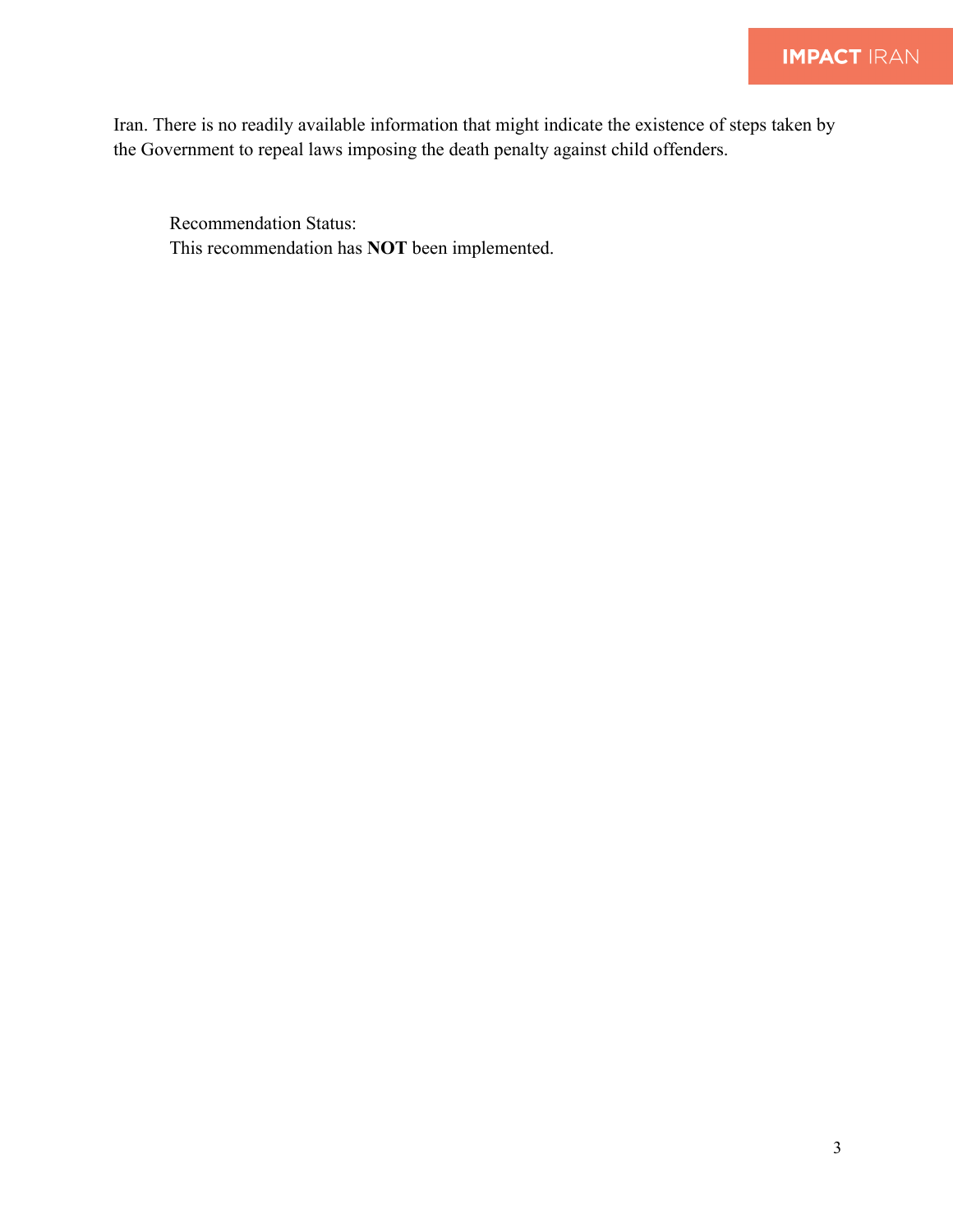Iran. There is no readily available information that might indicate the existence of steps taken by the Government to repeal laws imposing the death penalty against child offenders.

Recommendation Status:
This recommendation has **NOT** been implemented.